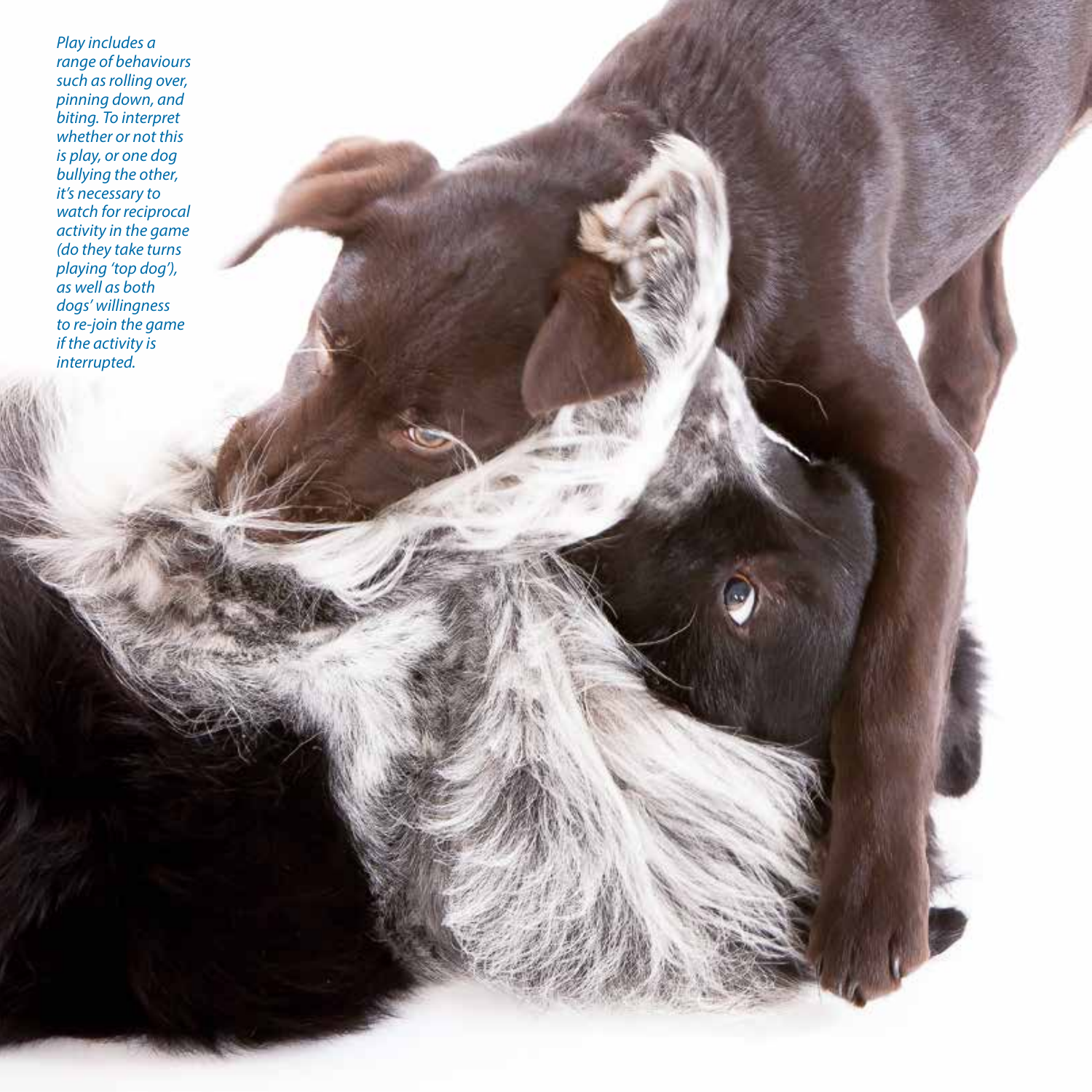*Play includes a range of behaviours such as rolling over, pinning down, and biting. To interpret whether or not this is play, or one dog bullying the other, it's necessary to watch for reciprocal activity in the game (do they take turns playing 'top dog'), as well as both dogs' willingness to re-join the game if the activity is interrupted.*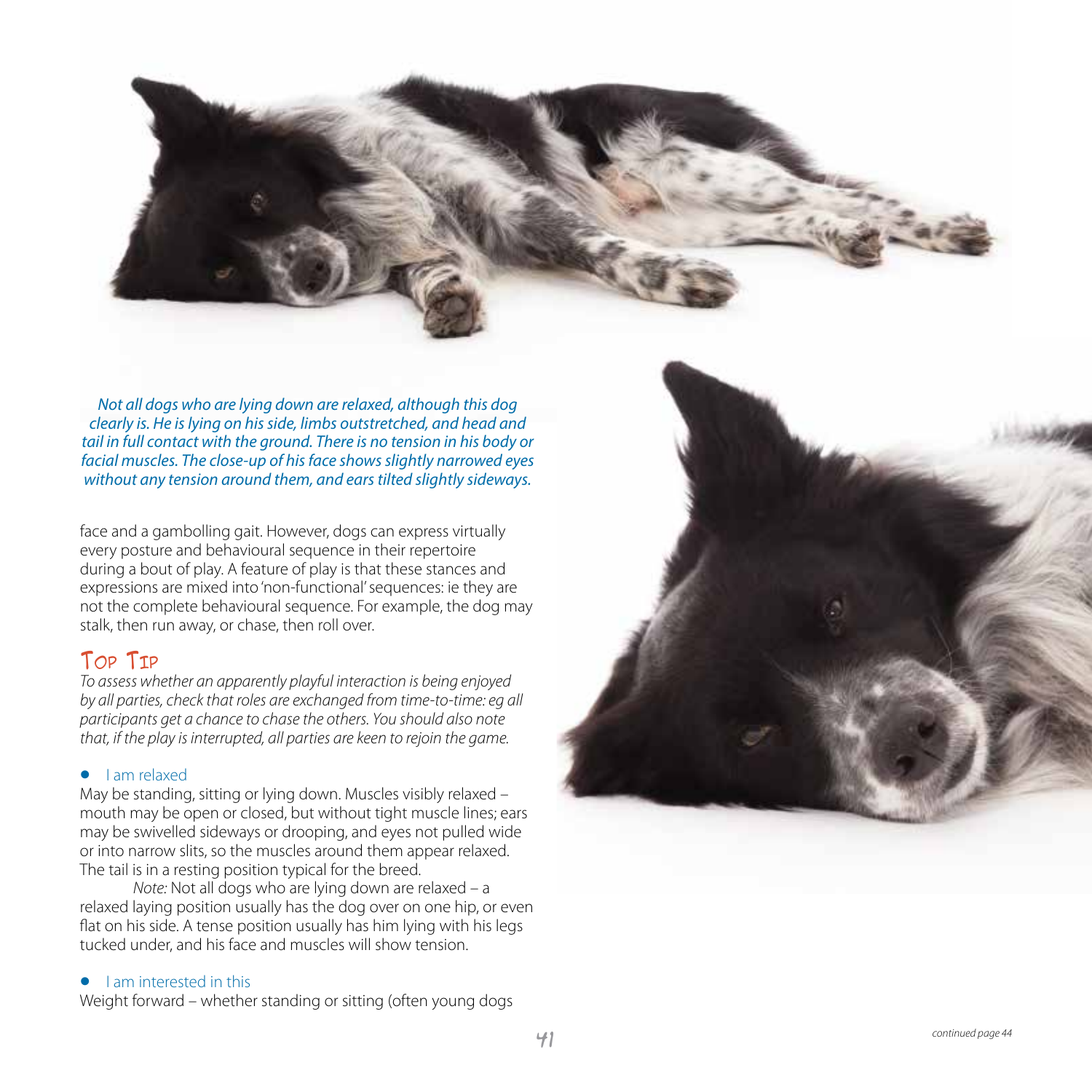*Not all dogs who are lying down are relaxed, although this dog clearly is. He is lying on his side, limbs outstretched, and head and tail in full contact with the ground. There is no tension in his body or facial muscles. The close-up of his face shows slightly narrowed eyes without any tension around them, and ears tilted slightly sideways.*

face and a gambolling gait. However, dogs can express virtually every posture and behavioural sequence in their repertoire during a bout of play. A feature of play is that these stances and expressions are mixed into 'non-functional' sequences: ie they are not the complete behavioural sequence. For example, the dog may stalk, then run away, or chase, then roll over.

## Top Tip

*To assess whether an apparently playful interaction is being enjoyed by all parties, check that roles are exchanged from time-to-time: eg all participants get a chance to chase the others. You should also note that, if the play is interrupted, all parties are keen to rejoin the game.*

- I am relaxed

May be standing, sitting or lying down. Muscles visibly relaxed – mouth may be open or closed, but without tight muscle lines; ears may be swivelled sideways or drooping, and eyes not pulled wide or into narrow slits, so the muscles around them appear relaxed. The tail is in a resting position typical for the breed.

*Note:* Not all dogs who are lying down are relaxed – a relaxed laying position usually has the dog over on one hip, or even flat on his side. A tense position usually has him lying with his legs tucked under, and his face and muscles will show tension.

- I am interested in this

Weight forward – whether standing or sitting (often young dogs

*continued page 44*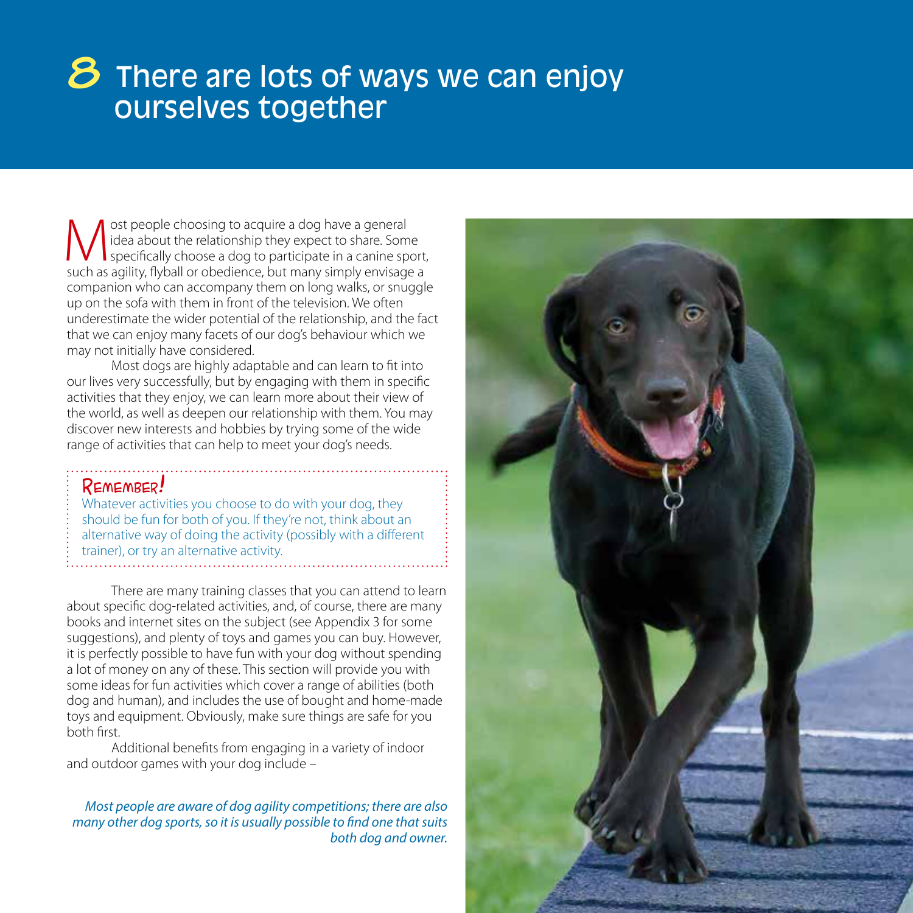# 8 There are lots of ways we can enjoy ourselves together

Most people choosing to acquire a dog have a general idea about the relationship they expect to share. Some specifically choose a dog to participate in a canine sport, such as agility, flyball or obedience, but many simply envisage a companion who can accompany them on long walks, or snuggle up on the sofa with them in front of the television. We often underestimate the wider potential of the relationship, and the fact that we can enjoy many facets of our dog's behaviour which we may not initially have considered.

Most dogs are highly adaptable and can learn to fit into our lives very successfully, but by engaging with them in specific activities that they enjoy, we can learn more about their view of the world, as well as deepen our relationship with them. You may discover new interests and hobbies by trying some of the wide range of activities that can help to meet your dog's needs.

> **Remember!**
> Whatever activities you choose to do with your dog, they should be fun for both of you. If they're not, think about an alternative way of doing the activity (possibly with a different trainer), or try an alternative activity.

There are many training classes that you can attend to learn about specific dog-related activities, and, of course, there are many books and internet sites on the subject (see Appendix 3 for some suggestions), and plenty of toys and games you can buy. However, it is perfectly possible to have fun with your dog without spending a lot of money on any of these. This section will provide you with some ideas for fun activities which cover a range of abilities (both dog and human), and includes the use of bought and home-made toys and equipment. Obviously, make sure things are safe for you both first.

Additional benefits from engaging in a variety of indoor and outdoor games with your dog include –

*Most people are aware of dog agility competitions; there are also many other dog sports, so it is usually possible to find one that suits both dog and owner.*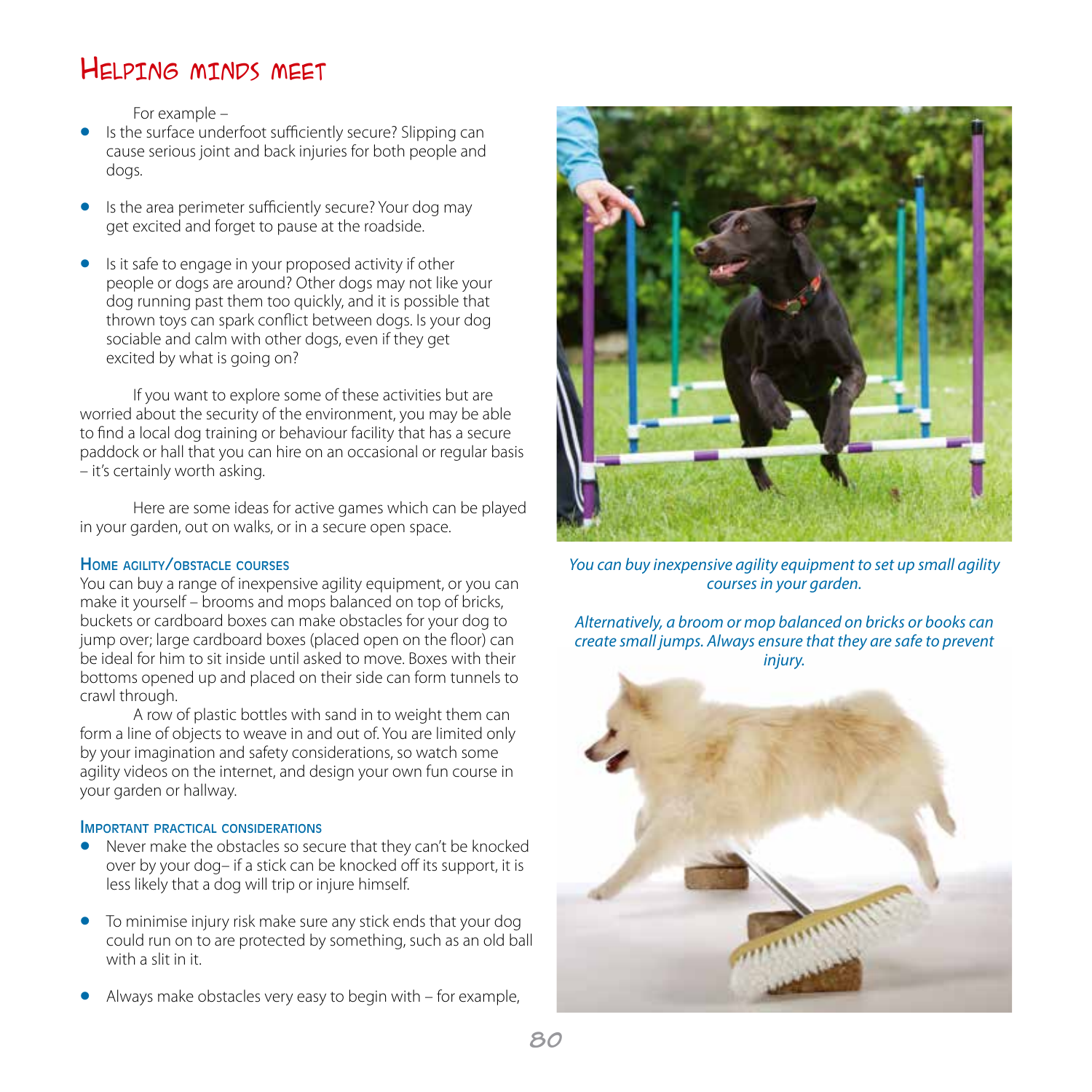For example –

- Is the surface underfoot sufficiently secure? Slipping can cause serious joint and back injuries for both people and dogs.
- Is the area perimeter sufficiently secure? Your dog may get excited and forget to pause at the roadside.
- Is it safe to engage in your proposed activity if other people or dogs are around? Other dogs may not like your dog running past them too quickly, and it is possible that thrown toys can spark conflict between dogs. Is your dog sociable and calm with other dogs, even if they get excited by what is going on?

If you want to explore some of these activities but are worried about the security of the environment, you may be able to find a local dog training or behaviour facility that has a secure paddock or hall that you can hire on an occasional or regular basis – it's certainly worth asking.

Here are some ideas for active games which can be played in your garden, out on walks, or in a secure open space.

### Home agility/obstacle courses

You can buy a range of inexpensive agility equipment, or you can make it yourself – brooms and mops balanced on top of bricks, buckets or cardboard boxes can make obstacles for your dog to jump over; large cardboard boxes (placed open on the floor) can be ideal for him to sit inside until asked to move. Boxes with their bottoms opened up and placed on their side can form tunnels to crawl through.

A row of plastic bottles with sand in to weight them can form a line of objects to weave in and out of. You are limited only by your imagination and safety considerations, so watch some agility videos on the internet, and design your own fun course in your garden or hallway.

### Important practical considerations

- Never make the obstacles so secure that they can't be knocked over by your dog– if a stick can be knocked off its support, it is less likely that a dog will trip or injure himself.
- To minimise injury risk make sure any stick ends that your dog could run on to are protected by something, such as an old ball with a slit in it.
- Always make obstacles very easy to begin with – for example,

*You can buy inexpensive agility equipment to set up small agility courses in your garden.*

*Alternatively, a broom or mop balanced on bricks or books can create small jumps. Always ensure that they are safe to prevent injury.*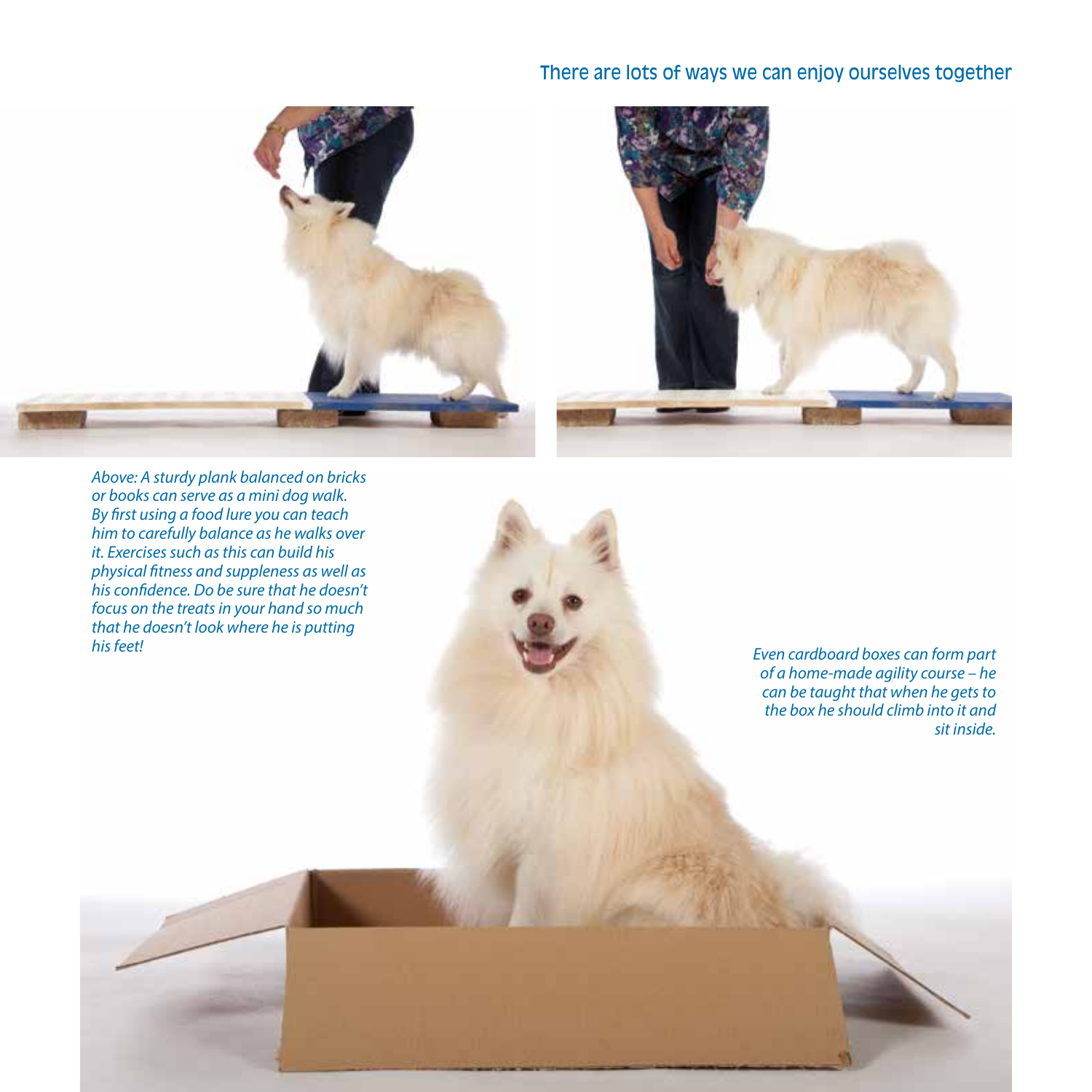## There are lots of ways we can enjoy ourselves together

*Above: A sturdy plank balanced on bricks or books can serve as a mini dog walk. By first using a food lure you can teach him to carefully balance as he walks over it. Exercises such as this can build his physical fitness and suppleness as well as his confidence. Do be sure that he doesn't focus on the treats in your hand so much that he doesn't look where he is putting his feet!*

*Even cardboard boxes can form part of a home-made agility course – he can be taught that when he gets to the box he should climb into it and sit inside.*